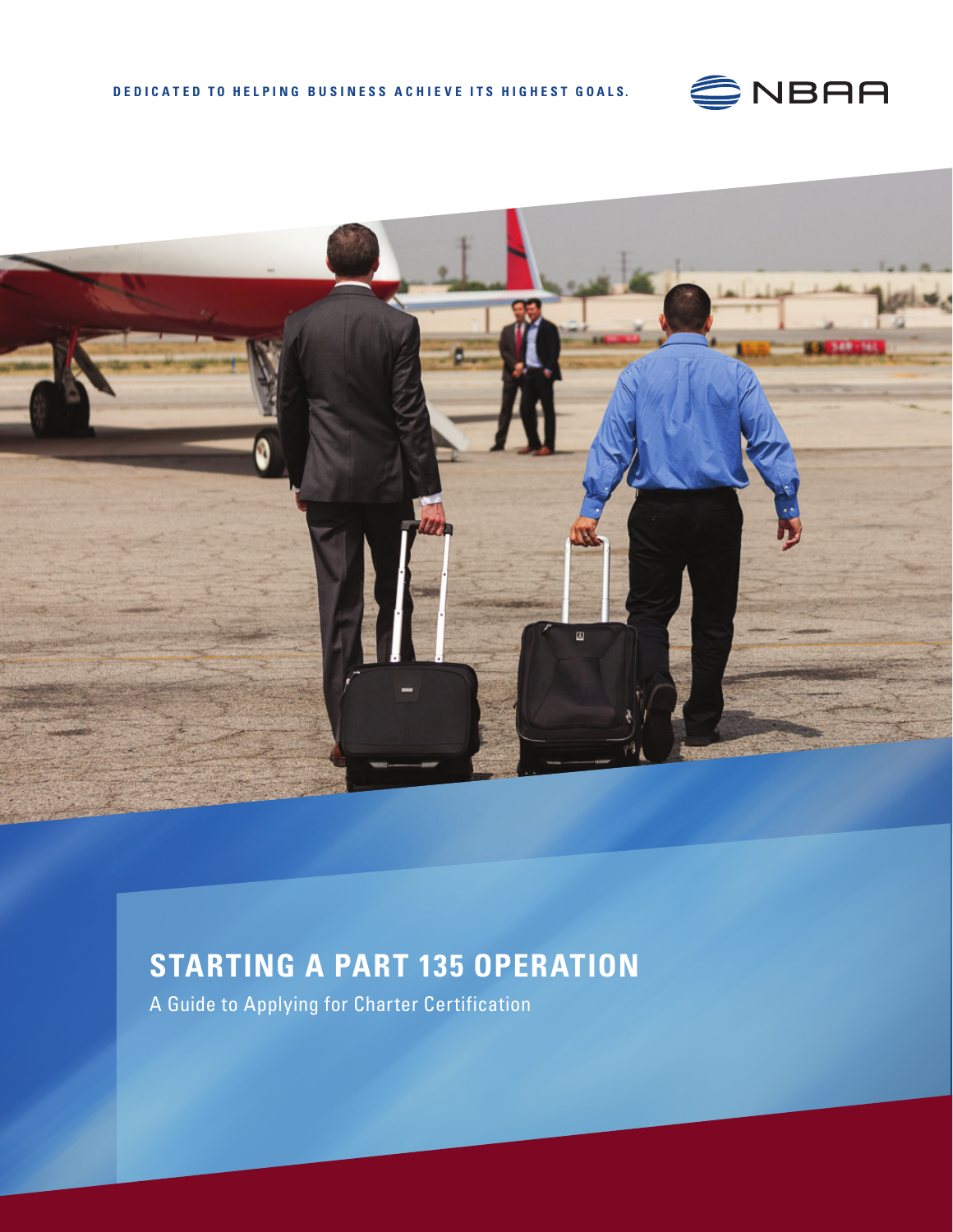DEDICATED TO HELPING BUSINESS ACHIEVE ITS HIGHEST GOALS.

NBAA

# STARTING A PART 135 OPERATION

A Guide to Applying for Charter Certification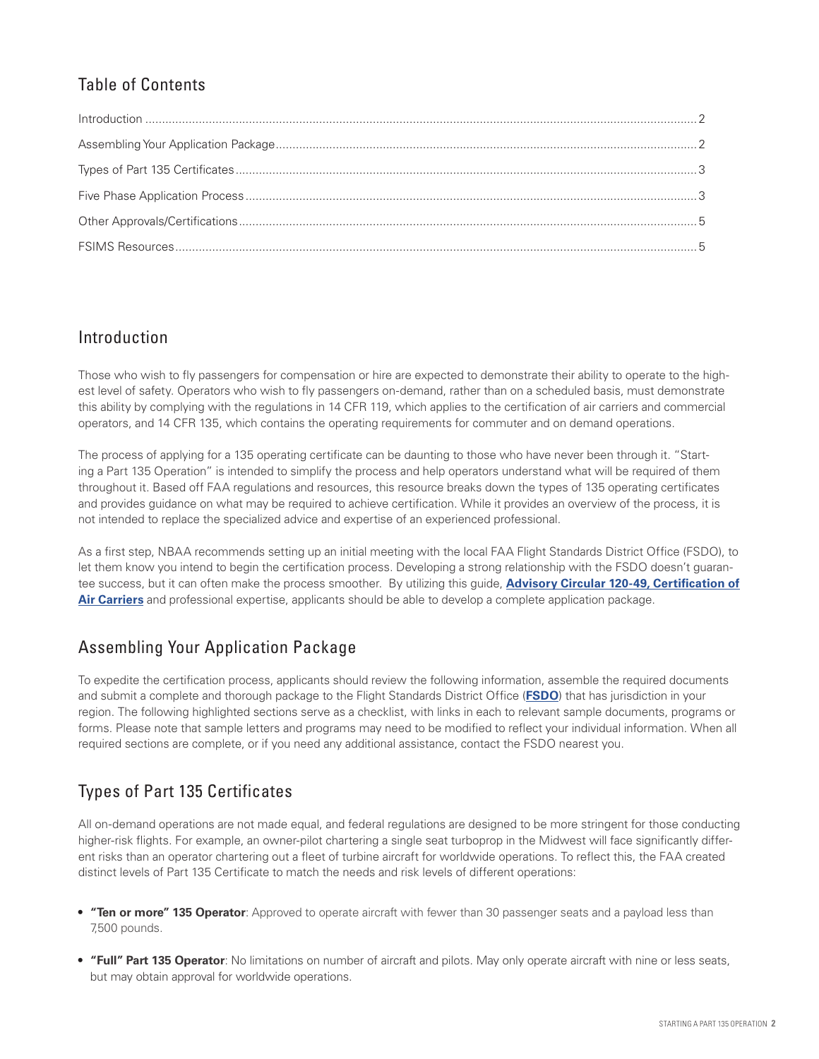## Table of Contents

| | |
|---|---|
| Introduction | 2 |
| Assembling Your Application Package | 2 |
| Types of Part 135 Certificates | 3 |
| Five Phase Application Process | 3 |
| Other Approvals/Certifications | 5 |
| FSIMS Resources | 5 |

## Introduction

Those who wish to fly passengers for compensation or hire are expected to demonstrate their ability to operate to the highest level of safety. Operators who wish to fly passengers on-demand, rather than on a scheduled basis, must demonstrate this ability by complying with the regulations in 14 CFR 119, which applies to the certification of air carriers and commercial operators, and 14 CFR 135, which contains the operating requirements for commuter and on demand operations.

The process of applying for a 135 operating certificate can be daunting to those who have never been through it. "Starting a Part 135 Operation" is intended to simplify the process and help operators understand what will be required of them throughout it. Based off FAA regulations and resources, this resource breaks down the types of 135 operating certificates and provides guidance on what may be required to achieve certification. While it provides an overview of the process, it is not intended to replace the specialized advice and expertise of an experienced professional.

As a first step, NBAA recommends setting up an initial meeting with the local FAA Flight Standards District Office (FSDO), to let them know you intend to begin the certification process. Developing a strong relationship with the FSDO doesn't guarantee success, but it can often make the process smoother. By utilizing this guide, **Advisory Circular 120-49, Certification of Air Carriers** and professional expertise, applicants should be able to develop a complete application package.

## Assembling Your Application Package

To expedite the certification process, applicants should review the following information, assemble the required documents and submit a complete and thorough package to the Flight Standards District Office (**FSDO**) that has jurisdiction in your region. The following highlighted sections serve as a checklist, with links in each to relevant sample documents, programs or forms. Please note that sample letters and programs may need to be modified to reflect your individual information. When all required sections are complete, or if you need any additional assistance, contact the FSDO nearest you.

## Types of Part 135 Certificates

All on-demand operations are not made equal, and federal regulations are designed to be more stringent for those conducting higher-risk flights. For example, an owner-pilot chartering a single seat turboprop in the Midwest will face significantly different risks than an operator chartering out a fleet of turbine aircraft for worldwide operations. To reflect this, the FAA created distinct levels of Part 135 Certificate to match the needs and risk levels of different operations:

- **"Ten or more" 135 Operator**: Approved to operate aircraft with fewer than 30 passenger seats and a payload less than 7,500 pounds.
- **"Full" Part 135 Operator**: No limitations on number of aircraft and pilots. May only operate aircraft with nine or less seats, but may obtain approval for worldwide operations.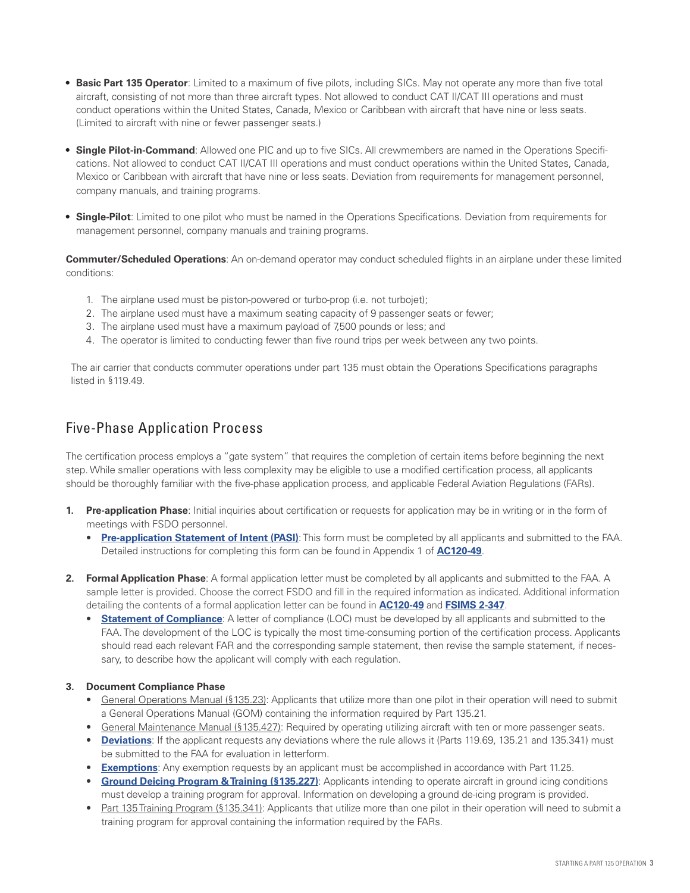- **Basic Part 135 Operator**: Limited to a maximum of five pilots, including SICs. May not operate any more than five total aircraft, consisting of not more than three aircraft types. Not allowed to conduct CAT II/CAT III operations and must conduct operations within the United States, Canada, Mexico or Caribbean with aircraft that have nine or less seats. (Limited to aircraft with nine or fewer passenger seats.)

- **Single Pilot-in-Command**: Allowed one PIC and up to five SICs. All crewmembers are named in the Operations Specifications. Not allowed to conduct CAT II/CAT III operations and must conduct operations within the United States, Canada, Mexico or Caribbean with aircraft that have nine or less seats. Deviation from requirements for management personnel, company manuals, and training programs.

- **Single-Pilot**: Limited to one pilot who must be named in the Operations Specifications. Deviation from requirements for management personnel, company manuals and training programs.

**Commuter/Scheduled Operations**: An on-demand operator may conduct scheduled flights in an airplane under these limited conditions:

1. The airplane used must be piston-powered or turbo-prop (i.e. not turbojet);
2. The airplane used must have a maximum seating capacity of 9 passenger seats or fewer;
3. The airplane used must have a maximum payload of 7,500 pounds or less; and
4. The operator is limited to conducting fewer than five round trips per week between any two points.

The air carrier that conducts commuter operations under part 135 must obtain the Operations Specifications paragraphs listed in §119.49.

## Five-Phase Application Process

The certification process employs a "gate system" that requires the completion of certain items before beginning the next step. While smaller operations with less complexity may be eligible to use a modified certification process, all applicants should be thoroughly familiar with the five-phase application process, and applicable Federal Aviation Regulations (FARs).

1. **Pre-application Phase**: Initial inquiries about certification or requests for application may be in writing or in the form of meetings with FSDO personnel.
   - **Pre-application Statement of Intent (PASI)**: This form must be completed by all applicants and submitted to the FAA. Detailed instructions for completing this form can be found in Appendix 1 of **AC120-49**.

2. **Formal Application Phase**: A formal application letter must be completed by all applicants and submitted to the FAA. A sample letter is provided. Choose the correct FSDO and fill in the required information as indicated. Additional information detailing the contents of a formal application letter can be found in **AC120-49** and **FSIMS 2-347**.
   - **Statement of Compliance**: A letter of compliance (LOC) must be developed by all applicants and submitted to the FAA. The development of the LOC is typically the most time-consuming portion of the certification process. Applicants should read each relevant FAR and the corresponding sample statement, then revise the sample statement, if necessary, to describe how the applicant will comply with each regulation.

3. **Document Compliance Phase**
   - General Operations Manual (§135.23): Applicants that utilize more than one pilot in their operation will need to submit a General Operations Manual (GOM) containing the information required by Part 135.21.
   - General Maintenance Manual (§135.427): Required by operating utilizing aircraft with ten or more passenger seats.
   - **Deviations**: If the applicant requests any deviations where the rule allows it (Parts 119.69, 135.21 and 135.341) must be submitted to the FAA for evaluation in letterform.
   - **Exemptions**: Any exemption requests by an applicant must be accomplished in accordance with Part 11.25.
   - **Ground Deicing Program & Training (§135.227)**: Applicants intending to operate aircraft in ground icing conditions must develop a training program for approval. Information on developing a ground de-icing program is provided.
   - Part 135 Training Program (§135.341): Applicants that utilize more than one pilot in their operation will need to submit a training program for approval containing the information required by the FARs.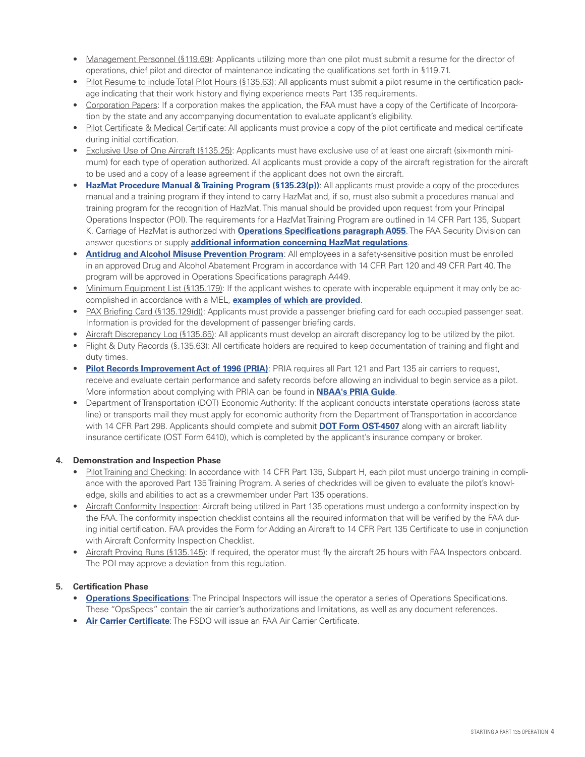- Management Personnel (§119.69): Applicants utilizing more than one pilot must submit a resume for the director of operations, chief pilot and director of maintenance indicating the qualifications set forth in §119.71.
- Pilot Resume to include Total Pilot Hours (§135.63): All applicants must submit a pilot resume in the certification package indicating that their work history and flying experience meets Part 135 requirements.
- Corporation Papers: If a corporation makes the application, the FAA must have a copy of the Certificate of Incorporation by the state and any accompanying documentation to evaluate applicant's eligibility.
- Pilot Certificate & Medical Certificate: All applicants must provide a copy of the pilot certificate and medical certificate during initial certification.
- Exclusive Use of One Aircraft (§135.25): Applicants must have exclusive use of at least one aircraft (six-month minimum) for each type of operation authorized. All applicants must provide a copy of the aircraft registration for the aircraft to be used and a copy of a lease agreement if the applicant does not own the aircraft.
- **HazMat Procedure Manual & Training Program (§135.23(p))**: All applicants must provide a copy of the procedures manual and a training program if they intend to carry HazMat and, if so, must also submit a procedures manual and training program for the recognition of HazMat. This manual should be provided upon request from your Principal Operations Inspector (POI). The requirements for a HazMat Training Program are outlined in 14 CFR Part 135, Subpart K. Carriage of HazMat is authorized with **Operations Specifications paragraph A055**. The FAA Security Division can answer questions or supply **additional information concerning HazMat regulations**.
- **Antidrug and Alcohol Misuse Prevention Program**: All employees in a safety-sensitive position must be enrolled in an approved Drug and Alcohol Abatement Program in accordance with 14 CFR Part 120 and 49 CFR Part 40. The program will be approved in Operations Specifications paragraph A449.
- Minimum Equipment List (§135.179): If the applicant wishes to operate with inoperable equipment it may only be accomplished in accordance with a MEL, **examples of which are provided**.
- PAX Briefing Card (§135.129(d)): Applicants must provide a passenger briefing card for each occupied passenger seat. Information is provided for the development of passenger briefing cards.
- Aircraft Discrepancy Log (§135.65): All applicants must develop an aircraft discrepancy log to be utilized by the pilot.
- Flight & Duty Records (§.135.63): All certificate holders are required to keep documentation of training and flight and duty times.
- **Pilot Records Improvement Act of 1996 (PRIA)**: PRIA requires all Part 121 and Part 135 air carriers to request, receive and evaluate certain performance and safety records before allowing an individual to begin service as a pilot. More information about complying with PRIA can be found in **NBAA's PRIA Guide**.
- Department of Transportation (DOT) Economic Authority: If the applicant conducts interstate operations (across state line) or transports mail they must apply for economic authority from the Department of Transportation in accordance with 14 CFR Part 298. Applicants should complete and submit **DOT Form OST-4507** along with an aircraft liability insurance certificate (OST Form 6410), which is completed by the applicant's insurance company or broker.

4. **Demonstration and Inspection Phase**
   - Pilot Training and Checking: In accordance with 14 CFR Part 135, Subpart H, each pilot must undergo training in compliance with the approved Part 135 Training Program. A series of checkrides will be given to evaluate the pilot's knowledge, skills and abilities to act as a crewmember under Part 135 operations.
   - Aircraft Conformity Inspection: Aircraft being utilized in Part 135 operations must undergo a conformity inspection by the FAA. The conformity inspection checklist contains all the required information that will be verified by the FAA during initial certification. FAA provides the Form for Adding an Aircraft to 14 CFR Part 135 Certificate to use in conjunction with Aircraft Conformity Inspection Checklist.
   - Aircraft Proving Runs (§135.145): If required, the operator must fly the aircraft 25 hours with FAA Inspectors onboard. The POI may approve a deviation from this regulation.

5. **Certification Phase**
   - **Operations Specifications**: The Principal Inspectors will issue the operator a series of Operations Specifications. These "OpsSpecs" contain the air carrier's authorizations and limitations, as well as any document references.
   - **Air Carrier Certificate**: The FSDO will issue an FAA Air Carrier Certificate.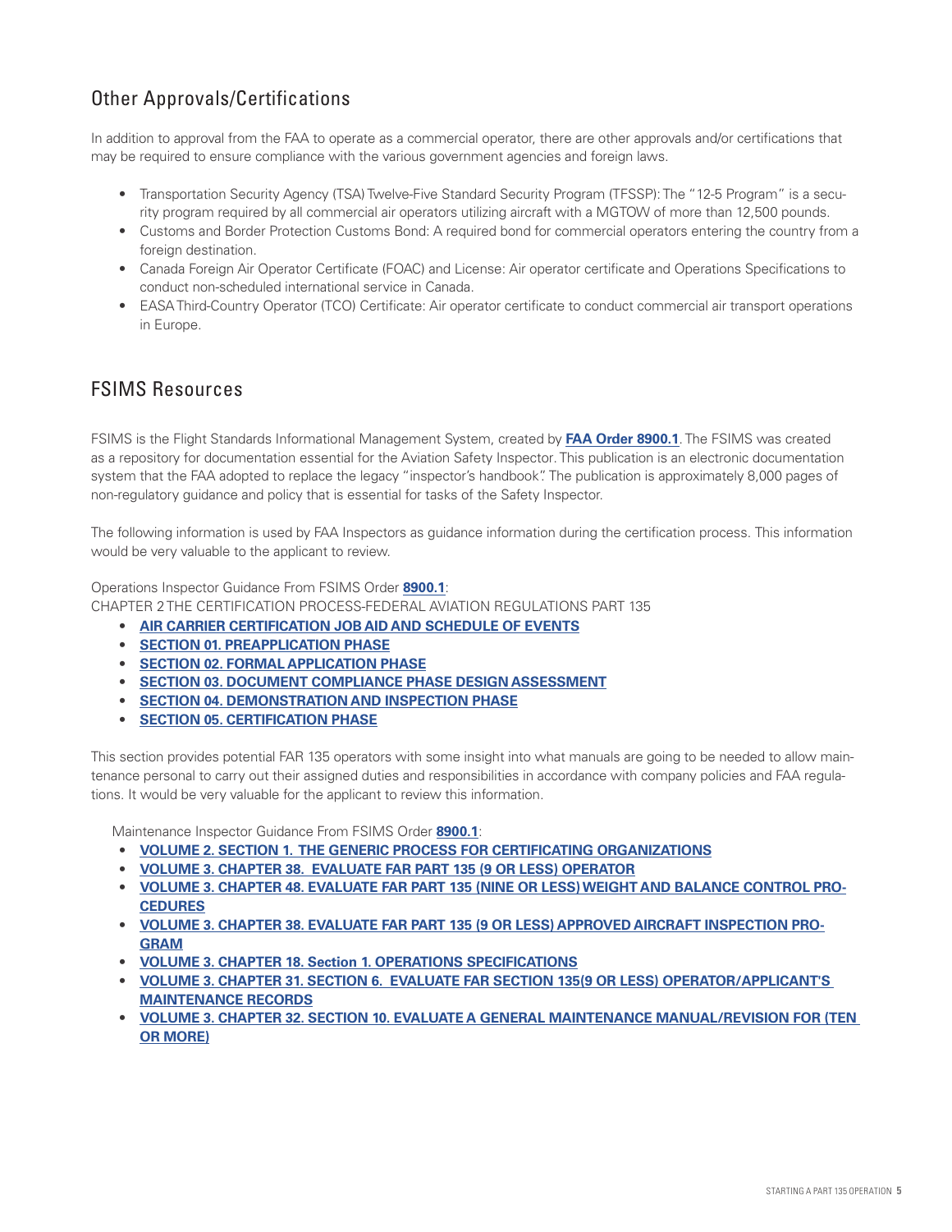## Other Approvals/Certifications

In addition to approval from the FAA to operate as a commercial operator, there are other approvals and/or certifications that may be required to ensure compliance with the various government agencies and foreign laws.

- Transportation Security Agency (TSA) Twelve-Five Standard Security Program (TFSSP): The "12-5 Program" is a security program required by all commercial air operators utilizing aircraft with a MGTOW of more than 12,500 pounds.
- Customs and Border Protection Customs Bond: A required bond for commercial operators entering the country from a foreign destination.
- Canada Foreign Air Operator Certificate (FOAC) and License: Air operator certificate and Operations Specifications to conduct non-scheduled international service in Canada.
- EASA Third-Country Operator (TCO) Certificate: Air operator certificate to conduct commercial air transport operations in Europe.

## FSIMS Resources

FSIMS is the Flight Standards Informational Management System, created by **FAA Order 8900.1**. The FSIMS was created as a repository for documentation essential for the Aviation Safety Inspector. This publication is an electronic documentation system that the FAA adopted to replace the legacy "inspector's handbook". The publication is approximately 8,000 pages of non-regulatory guidance and policy that is essential for tasks of the Safety Inspector.

The following information is used by FAA Inspectors as guidance information during the certification process. This information would be very valuable to the applicant to review.

Operations Inspector Guidance From FSIMS Order **8900.1**:
CHAPTER 2 THE CERTIFICATION PROCESS-FEDERAL AVIATION REGULATIONS PART 135

- **AIR CARRIER CERTIFICATION JOB AID AND SCHEDULE OF EVENTS**
- **SECTION 01. PREAPPLICATION PHASE**
- **SECTION 02. FORMAL APPLICATION PHASE**
- **SECTION 03. DOCUMENT COMPLIANCE PHASE DESIGN ASSESSMENT**
- **SECTION 04. DEMONSTRATION AND INSPECTION PHASE**
- **SECTION 05. CERTIFICATION PHASE**

This section provides potential FAR 135 operators with some insight into what manuals are going to be needed to allow maintenance personal to carry out their assigned duties and responsibilities in accordance with company policies and FAA regulations. It would be very valuable for the applicant to review this information.

Maintenance Inspector Guidance From FSIMS Order **8900.1**:

- **VOLUME 2. SECTION 1. THE GENERIC PROCESS FOR CERTIFICATING ORGANIZATIONS**
- **VOLUME 3. CHAPTER 38. EVALUATE FAR PART 135 (9 OR LESS) OPERATOR**
- **VOLUME 3. CHAPTER 48. EVALUATE FAR PART 135 (NINE OR LESS) WEIGHT AND BALANCE CONTROL PROCEDURES**
- **VOLUME 3. CHAPTER 38. EVALUATE FAR PART 135 (9 OR LESS) APPROVED AIRCRAFT INSPECTION PROGRAM**
- **VOLUME 3. CHAPTER 18. Section 1. OPERATIONS SPECIFICATIONS**
- **VOLUME 3. CHAPTER 31. SECTION 6. EVALUATE FAR SECTION 135(9 OR LESS) OPERATOR/APPLICANT'S MAINTENANCE RECORDS**
- **VOLUME 3. CHAPTER 32. SECTION 10. EVALUATE A GENERAL MAINTENANCE MANUAL/REVISION FOR (TEN OR MORE)**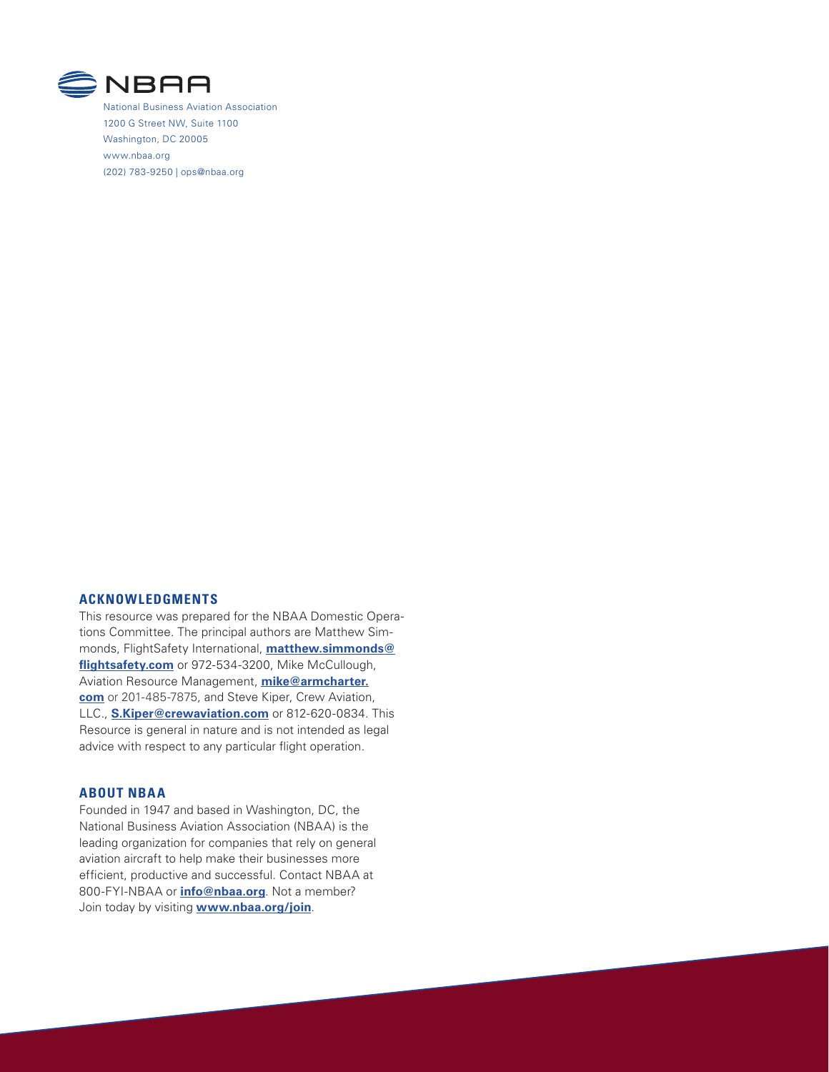NBAA

National Business Aviation Association
1200 G Street NW, Suite 1100
Washington, DC 20005
www.nbaa.org
(202) 783-9250 | ops@nbaa.org

## ACKNOWLEDGMENTS

This resource was prepared for the NBAA Domestic Operations Committee. The principal authors are Matthew Simmonds, FlightSafety International, **matthew.simmonds@flightsafety.com** or 972-534-3200, Mike McCullough, Aviation Resource Management, **mike@armcharter.com** or 201-485-7875, and Steve Kiper, Crew Aviation, LLC., **S.Kiper@crewaviation.com** or 812-620-0834. This Resource is general in nature and is not intended as legal advice with respect to any particular flight operation.

## ABOUT NBAA

Founded in 1947 and based in Washington, DC, the National Business Aviation Association (NBAA) is the leading organization for companies that rely on general aviation aircraft to help make their businesses more efficient, productive and successful. Contact NBAA at 800-FYI-NBAA or **info@nbaa.org**. Not a member? Join today by visiting **www.nbaa.org/join**.